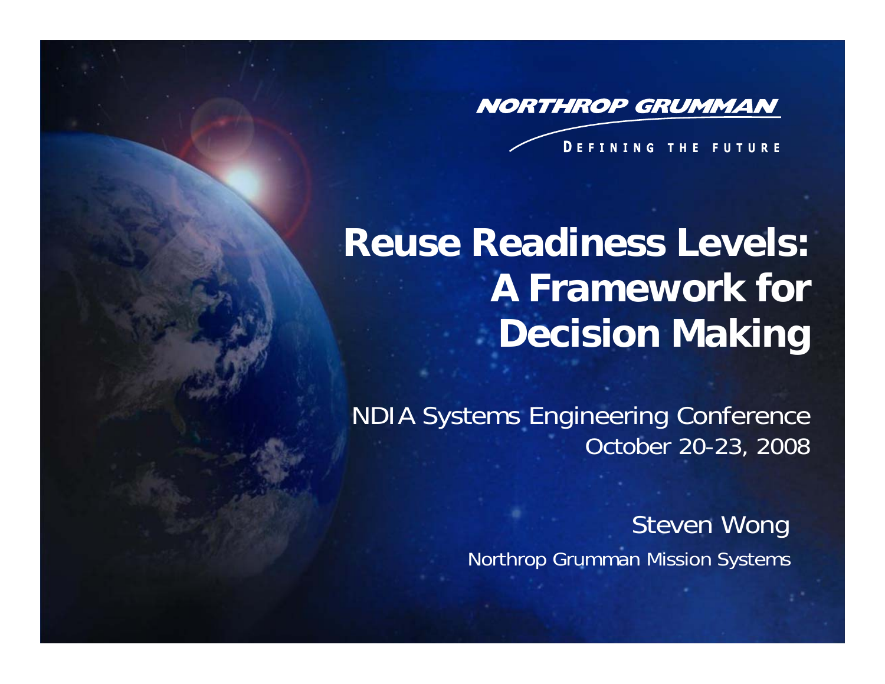NORTHROP GRUMMAN

DEFINING THE FUTURE

# Reuse Readiness Levels: A Framework for Decision Making

NDIA Systems Engineering Conference
October 20-23, 2008

Steven Wong
Northrop Grumman Mission Systems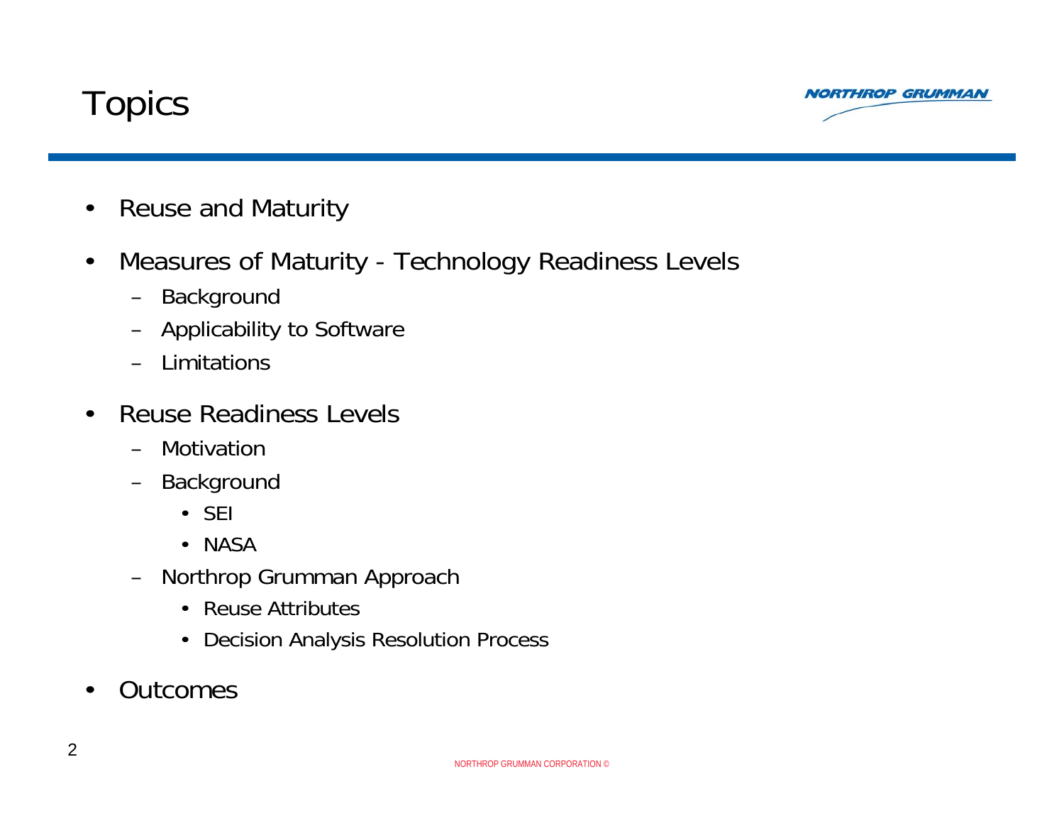# Topics

- Reuse and Maturity
- Measures of Maturity - Technology Readiness Levels
  - Background
  - Applicability to Software
  - Limitations
- Reuse Readiness Levels
  - Motivation
  - Background
    - SEI
    - NASA
  - Northrop Grumman Approach
    - Reuse Attributes
    - Decision Analysis Resolution Process
- Outcomes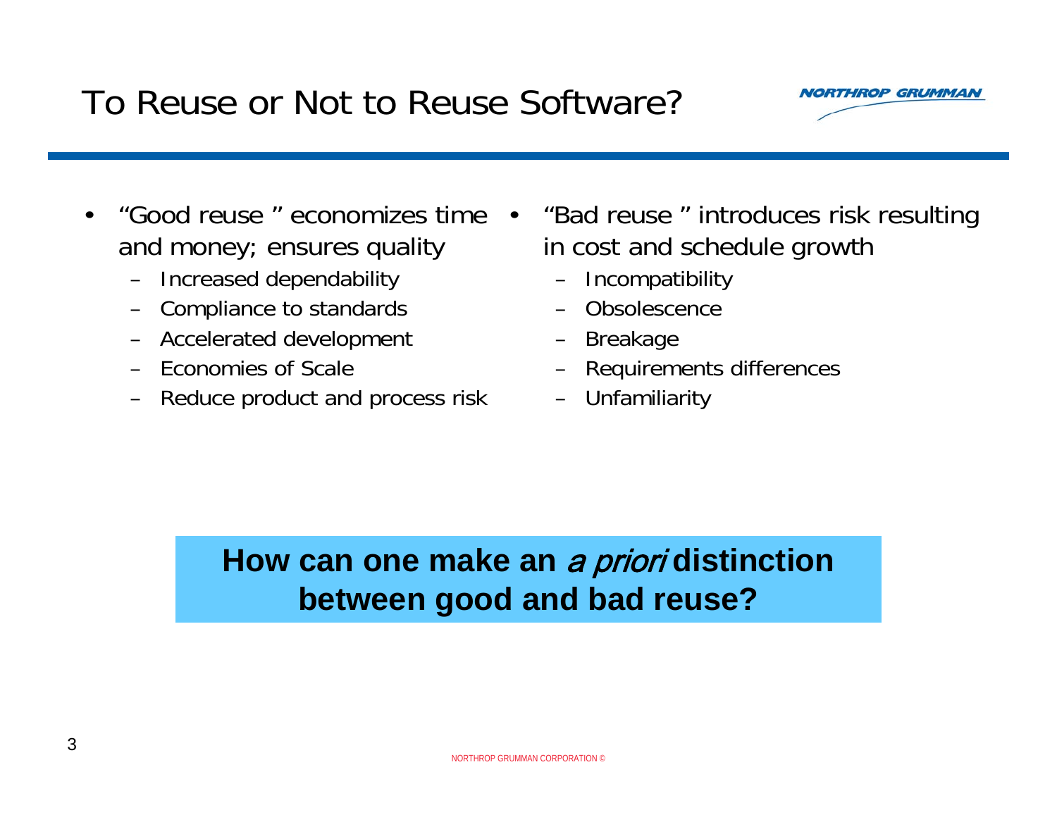# To Reuse or Not to Reuse Software?

- "Good reuse " economizes time and money; ensures quality
  - Increased dependability
  - Compliance to standards
  - Accelerated development
  - Economies of Scale
  - Reduce product and process risk

- "Bad reuse " introduces risk resulting in cost and schedule growth
  - Incompatibility
  - Obsolescence
  - Breakage
  - Requirements differences
  - Unfamiliarity

**How can one make an *a priori* distinction between good and bad reuse?**

NORTHROP GRUMMAN CORPORATION ©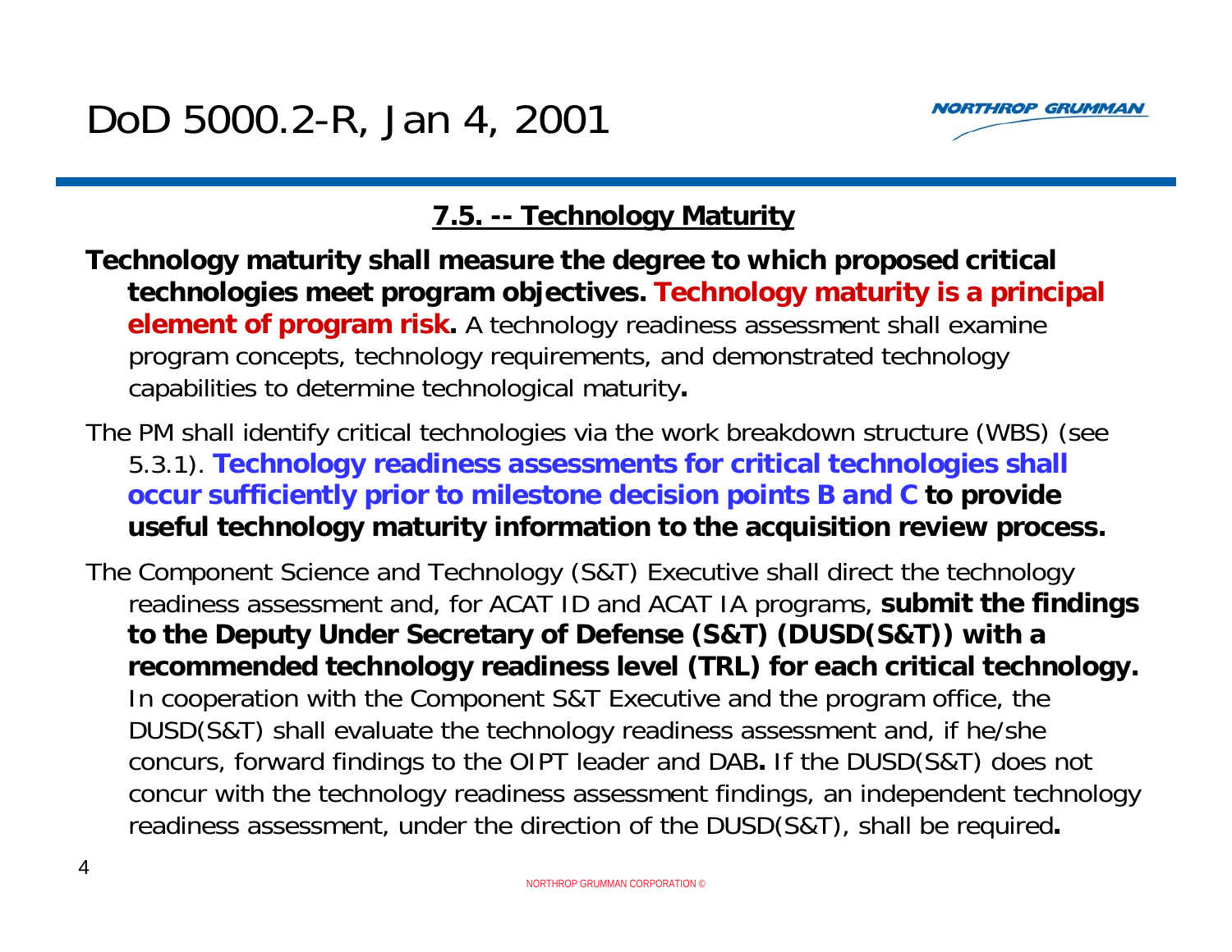# DoD 5000.2-R, Jan 4, 2001

## 7.5. -- Technology Maturity

**Technology maturity shall measure the degree to which proposed critical technologies meet program objectives. Technology maturity is a principal element of program risk.** A technology readiness assessment shall examine program concepts, technology requirements, and demonstrated technology capabilities to determine technological maturity**.**

The PM shall identify critical technologies via the work breakdown structure (WBS) (see 5.3.1). **Technology readiness assessments for critical technologies shall occur sufficiently prior to milestone decision points B and C to provide useful technology maturity information to the acquisition review process.**

The Component Science and Technology (S&T) Executive shall direct the technology readiness assessment and, for ACAT ID and ACAT IA programs, **submit the findings to the Deputy Under Secretary of Defense (S&T) (DUSD(S&T)) with a recommended technology readiness level (TRL) for each critical technology.** In cooperation with the Component S&T Executive and the program office, the DUSD(S&T) shall evaluate the technology readiness assessment and, if he/she concurs, forward findings to the OIPT leader and DAB**.** If the DUSD(S&T) does not concur with the technology readiness assessment findings, an independent technology readiness assessment, under the direction of the DUSD(S&T), shall be required**.**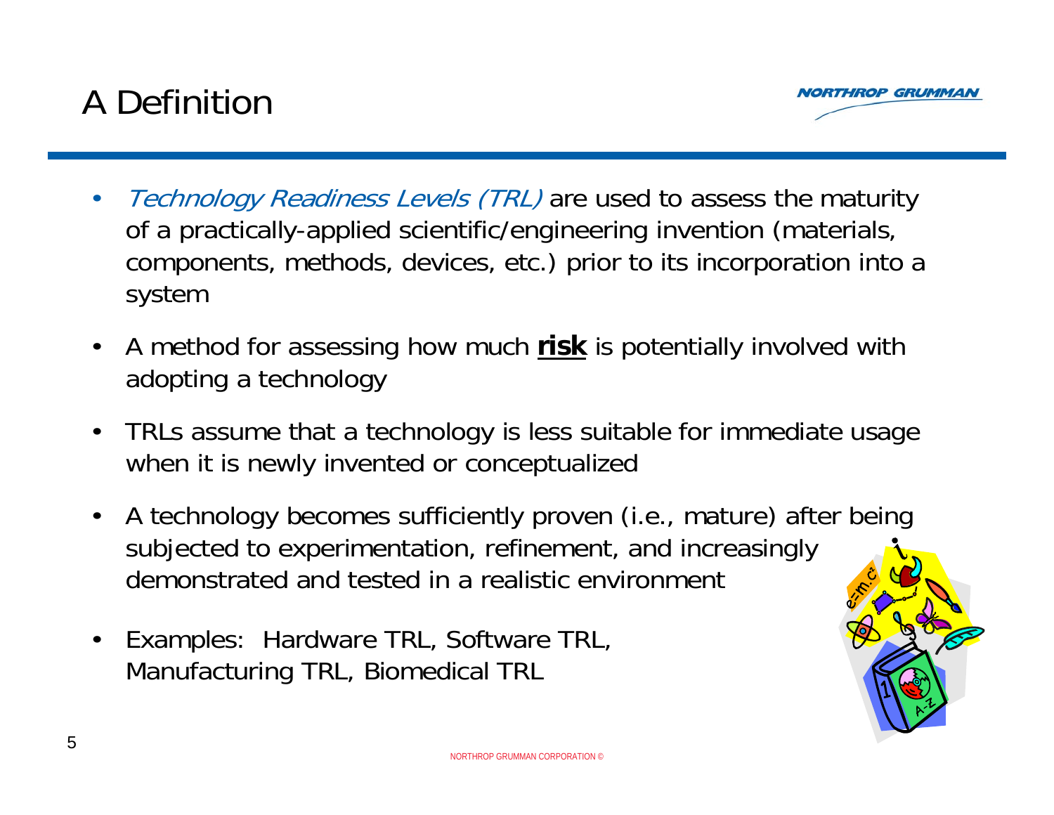# A Definition

- *Technology Readiness Levels (TRL)* are used to assess the maturity of a practically-applied scientific/engineering invention (materials, components, methods, devices, etc.) prior to its incorporation into a system
- A method for assessing how much **risk** is potentially involved with adopting a technology
- TRLs assume that a technology is less suitable for immediate usage when it is newly invented or conceptualized
- A technology becomes sufficiently proven (i.e., mature) after being subjected to experimentation, refinement, and increasingly demonstrated and tested in a realistic environment
- Examples: Hardware TRL, Software TRL, Manufacturing TRL, Biomedical TRL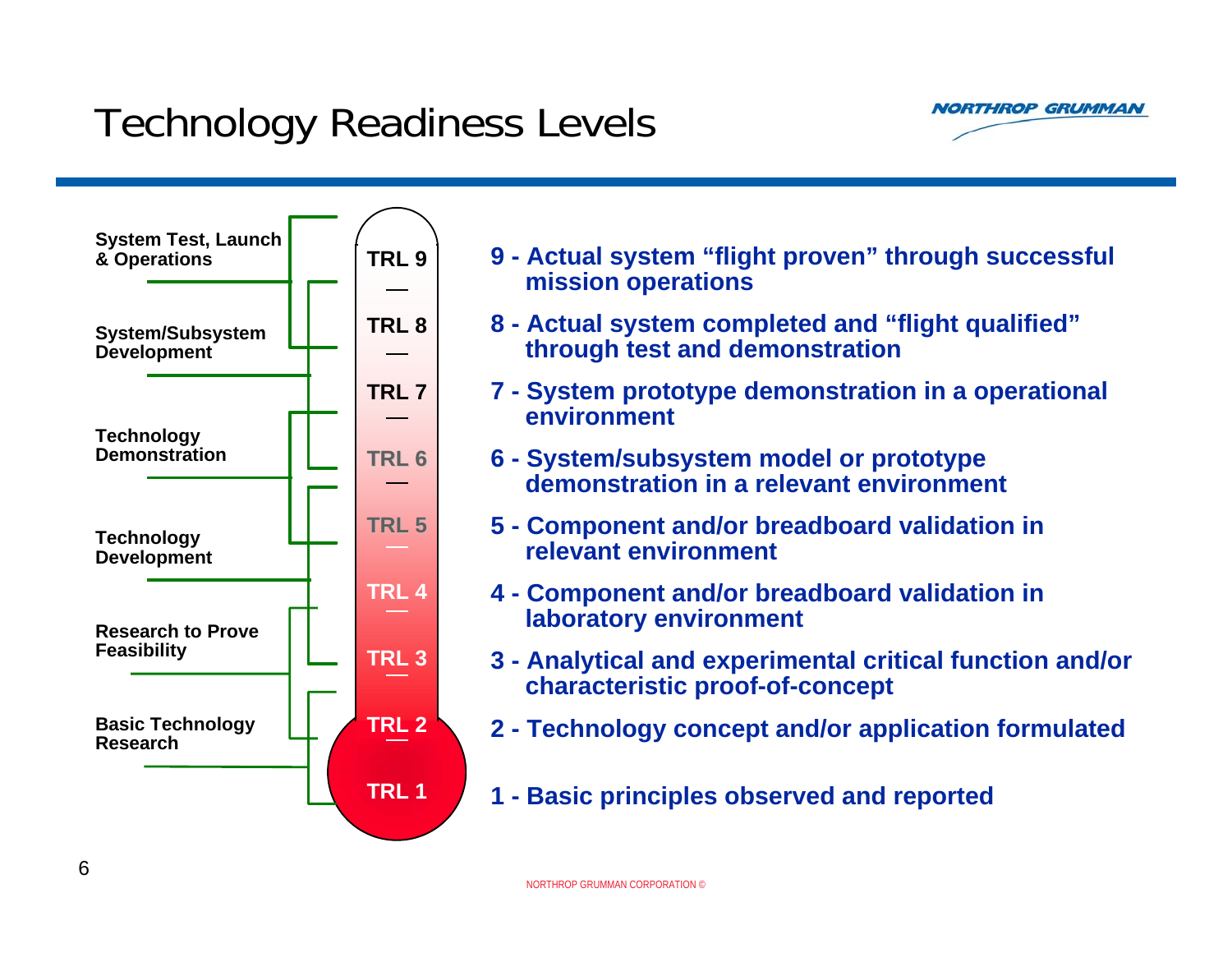# Technology Readiness Levels

**System Test, Launch & Operations**

**System/Subsystem Development**

**Technology Demonstration**

**Technology Development**

**Research to Prove Feasibility**

**Basic Technology Research**

**TRL 9**

**TRL 8**

**TRL 7**

**TRL 6**

**TRL 5**

**TRL 4**

**TRL 3**

**TRL 2**

**TRL 1**

**9 - Actual system "flight proven" through successful mission operations**

**8 - Actual system completed and "flight qualified" through test and demonstration**

**7 - System prototype demonstration in a operational environment**

**6 - System/subsystem model or prototype demonstration in a relevant environment**

**5 - Component and/or breadboard validation in relevant environment**

**4 - Component and/or breadboard validation in laboratory environment**

**3 - Analytical and experimental critical function and/or characteristic proof-of-concept**

**2 - Technology concept and/or application formulated**

**1 - Basic principles observed and reported**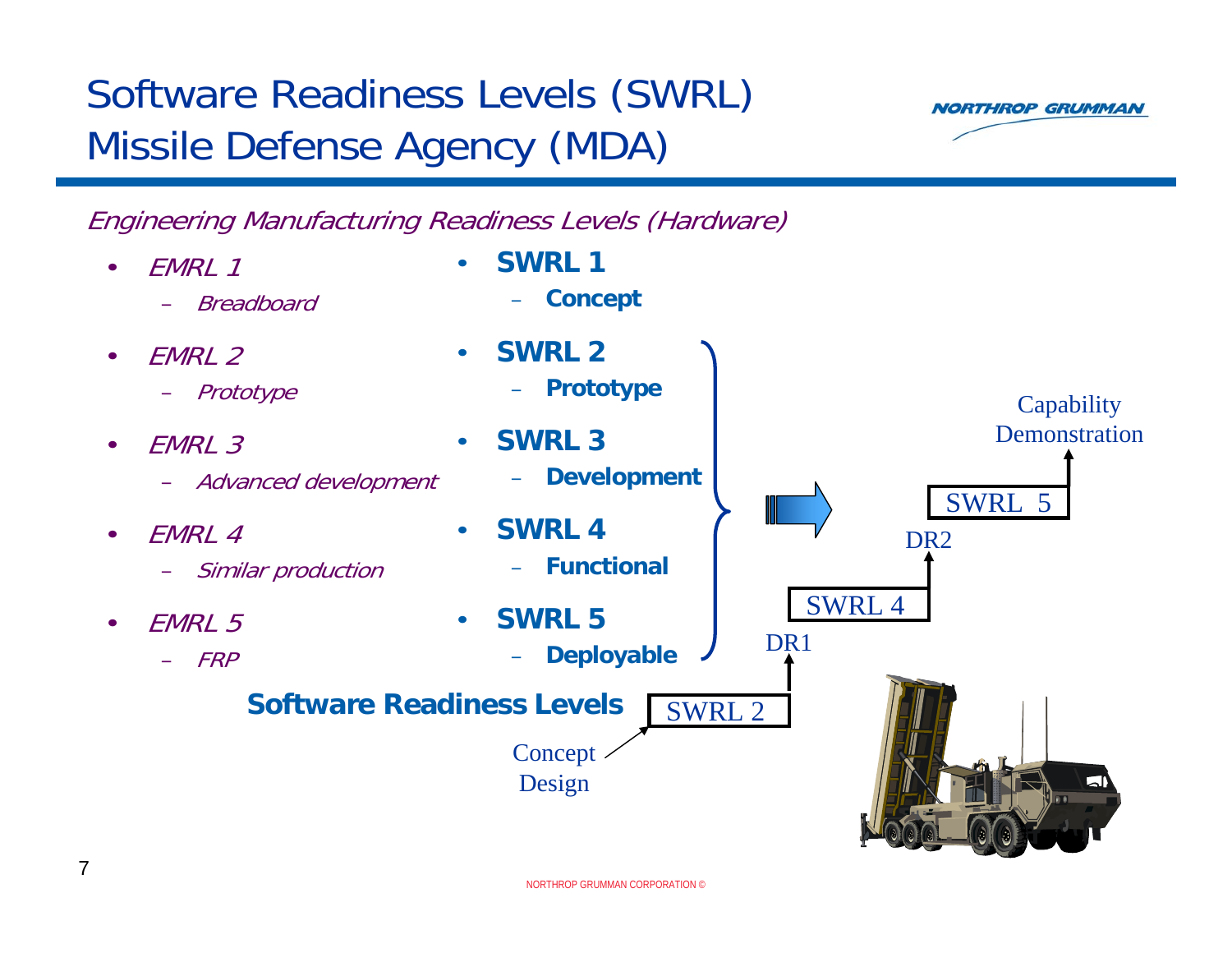# Software Readiness Levels (SWRL) Missile Defense Agency (MDA)

*Engineering Manufacturing Readiness Levels (Hardware)*

- *EMRL 1*
  - *Breadboard*
- *EMRL 2*
  - *Prototype*
- *EMRL 3*
  - *Advanced development*
- *EMRL 4*
  - *Similar production*
- *EMRL 5*
  - *FRP*

**Software Readiness Levels**

- **SWRL 1**
  - **Concept**
- **SWRL 2**
  - **Prototype**
- **SWRL 3**
  - **Development**
- **SWRL 4**
  - **Functional**
- **SWRL 5**
  - **Deployable**

Concept Design → SWRL 2 → DR1 → SWRL 4 → DR2 → SWRL 5 → Capability Demonstration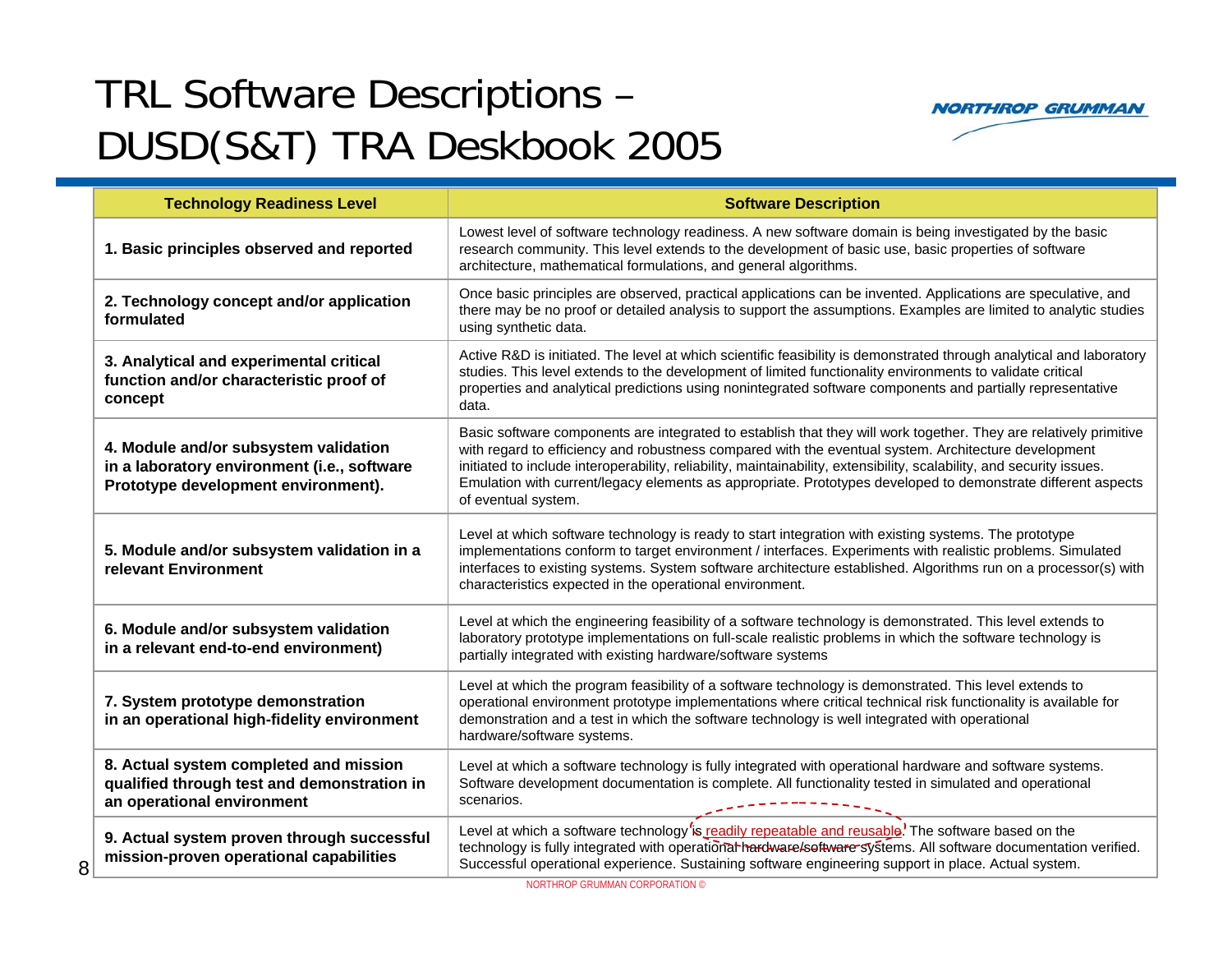# TRL Software Descriptions – DUSD(S&T) TRA Deskbook 2005

| Technology Readiness Level | Software Description |
|---|---|
| **1. Basic principles observed and reported** | Lowest level of software technology readiness. A new software domain is being investigated by the basic research community. This level extends to the development of basic use, basic properties of software architecture, mathematical formulations, and general algorithms. |
| **2. Technology concept and/or application formulated** | Once basic principles are observed, practical applications can be invented. Applications are speculative, and there may be no proof or detailed analysis to support the assumptions. Examples are limited to analytic studies using synthetic data. |
| **3. Analytical and experimental critical function and/or characteristic proof of concept** | Active R&D is initiated. The level at which scientific feasibility is demonstrated through analytical and laboratory studies. This level extends to the development of limited functionality environments to validate critical properties and analytical predictions using nonintegrated software components and partially representative data. |
| **4. Module and/or subsystem validation in a laboratory environment (i.e., software Prototype development environment).** | Basic software components are integrated to establish that they will work together. They are relatively primitive with regard to efficiency and robustness compared with the eventual system. Architecture development initiated to include interoperability, reliability, maintainability, extensibility, scalability, and security issues. Emulation with current/legacy elements as appropriate. Prototypes developed to demonstrate different aspects of eventual system. |
| **5. Module and/or subsystem validation in a relevant Environment** | Level at which software technology is ready to start integration with existing systems. The prototype implementations conform to target environment / interfaces. Experiments with realistic problems. Simulated interfaces to existing systems. System software architecture established. Algorithms run on a processor(s) with characteristics expected in the operational environment. |
| **6. Module and/or subsystem validation in a relevant end-to-end environment)** | Level at which the engineering feasibility of a software technology is demonstrated. This level extends to laboratory prototype implementations on full-scale realistic problems in which the software technology is partially integrated with existing hardware/software systems |
| **7. System prototype demonstration in an operational high-fidelity environment** | Level at which the program feasibility of a software technology is demonstrated. This level extends to operational environment prototype implementations where critical technical risk functionality is available for demonstration and a test in which the software technology is well integrated with operational hardware/software systems. |
| **8. Actual system completed and mission qualified through test and demonstration in an operational environment** | Level at which a software technology is fully integrated with operational hardware and software systems. Software development documentation is complete. All functionality tested in simulated and operational scenarios. |
| **9. Actual system proven through successful mission-proven operational capabilities** | Level at which a software technology is readily repeatable and reusable. The software based on the technology is fully integrated with operational ~~hardware/software~~ systems. All software documentation verified. Successful operational experience. Sustaining software engineering support in place. Actual system. |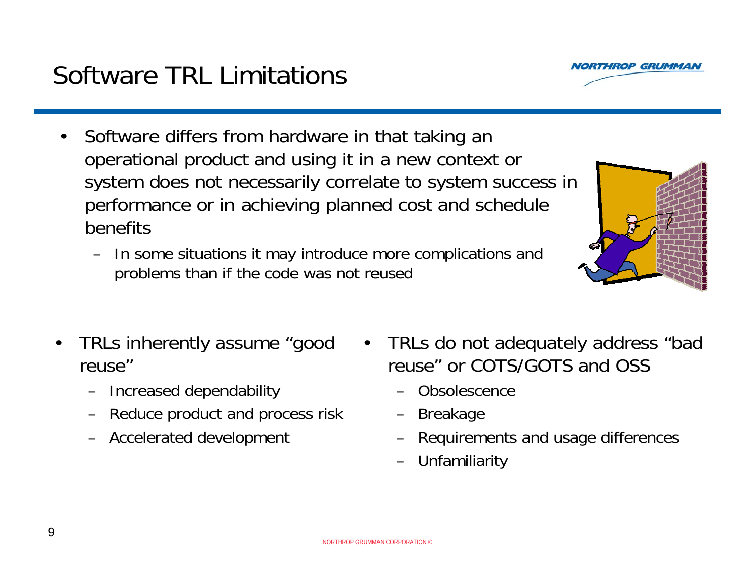# Software TRL Limitations

- Software differs from hardware in that taking an operational product and using it in a new context or system does not necessarily correlate to system success in performance or in achieving planned cost and schedule benefits
  - In some situations it may introduce more complications and problems than if the code was not reused

- TRLs inherently assume "good reuse"
  - Increased dependability
  - Reduce product and process risk
  - Accelerated development

- TRLs do not adequately address "bad reuse" or COTS/GOTS and OSS
  - Obsolescence
  - Breakage
  - Requirements and usage differences
  - Unfamiliarity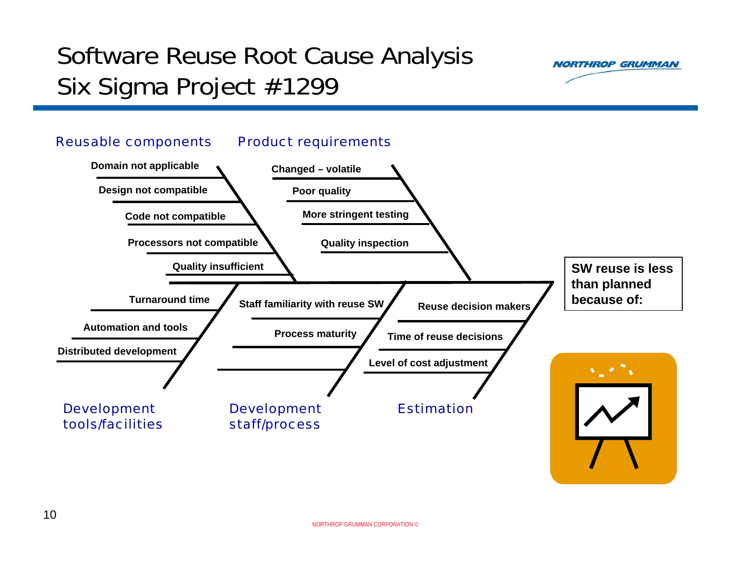# Software Reuse Root Cause Analysis Six Sigma Project #1299

**SW reuse is less than planned because of:**

**Reusable components**
- Domain not applicable
- Design not compatible
- Code not compatible
- Processors not compatible
- Quality insufficient

**Product requirements**
- Changed – volatile
- Poor quality
- More stringent testing
- Quality inspection

**Development tools/facilities**
- Turnaround time
- Automation and tools
- Distributed development

**Development staff/process**
- Staff familiarity with reuse SW
- Process maturity

**Estimation**
- Reuse decision makers
- Time of reuse decisions
- Level of cost adjustment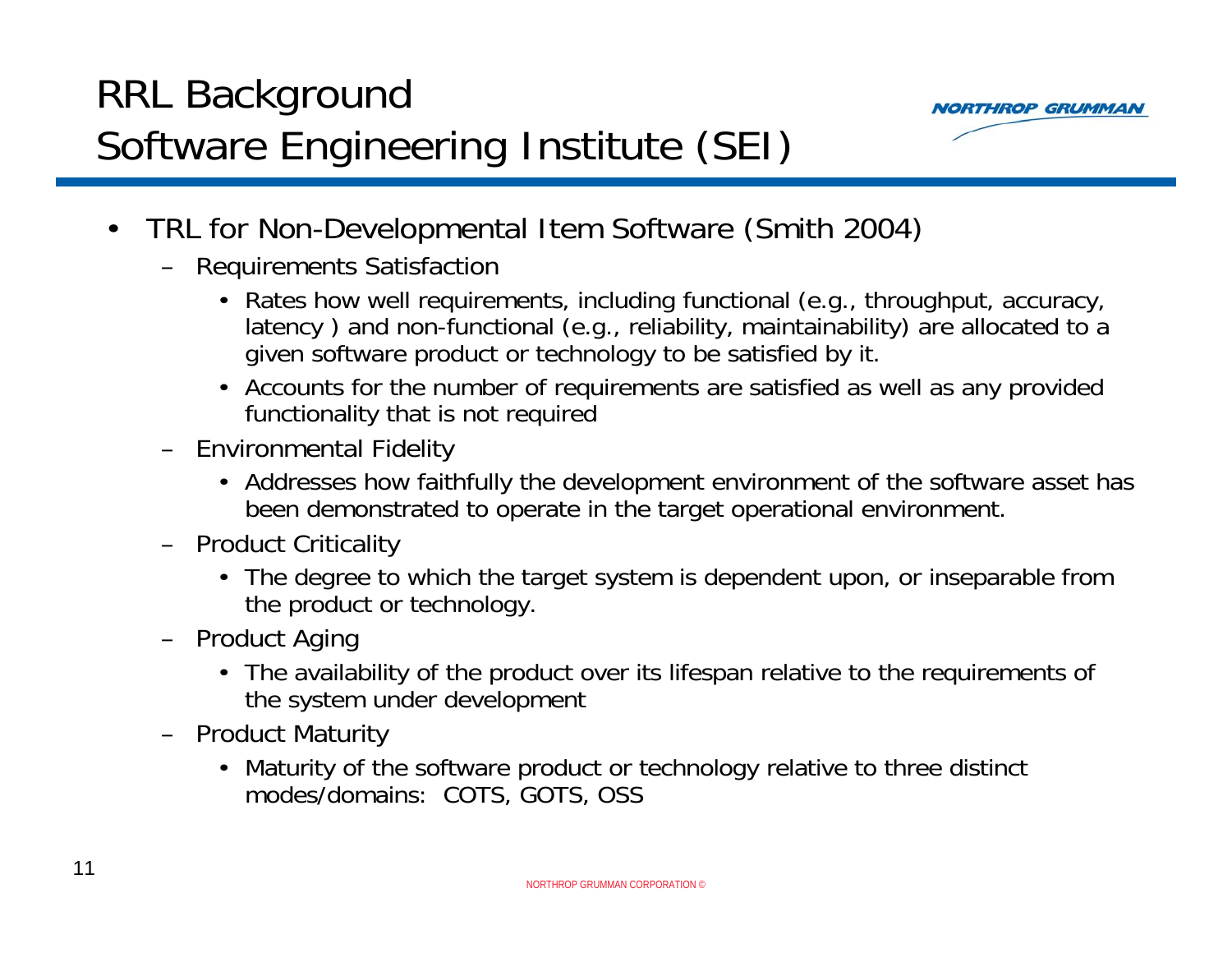# RRL Background
# Software Engineering Institute (SEI)

- TRL for Non-Developmental Item Software (Smith 2004)
  - Requirements Satisfaction
    - Rates how well requirements, including functional (e.g., throughput, accuracy, latency ) and non-functional (e.g., reliability, maintainability) are allocated to a given software product or technology to be satisfied by it.
    - Accounts for the number of requirements are satisfied as well as any provided functionality that is not required
  - Environmental Fidelity
    - Addresses how faithfully the development environment of the software asset has been demonstrated to operate in the target operational environment.
  - Product Criticality
    - The degree to which the target system is dependent upon, or inseparable from the product or technology.
  - Product Aging
    - The availability of the product over its lifespan relative to the requirements of the system under development
  - Product Maturity
    - Maturity of the software product or technology relative to three distinct modes/domains: COTS, GOTS, OSS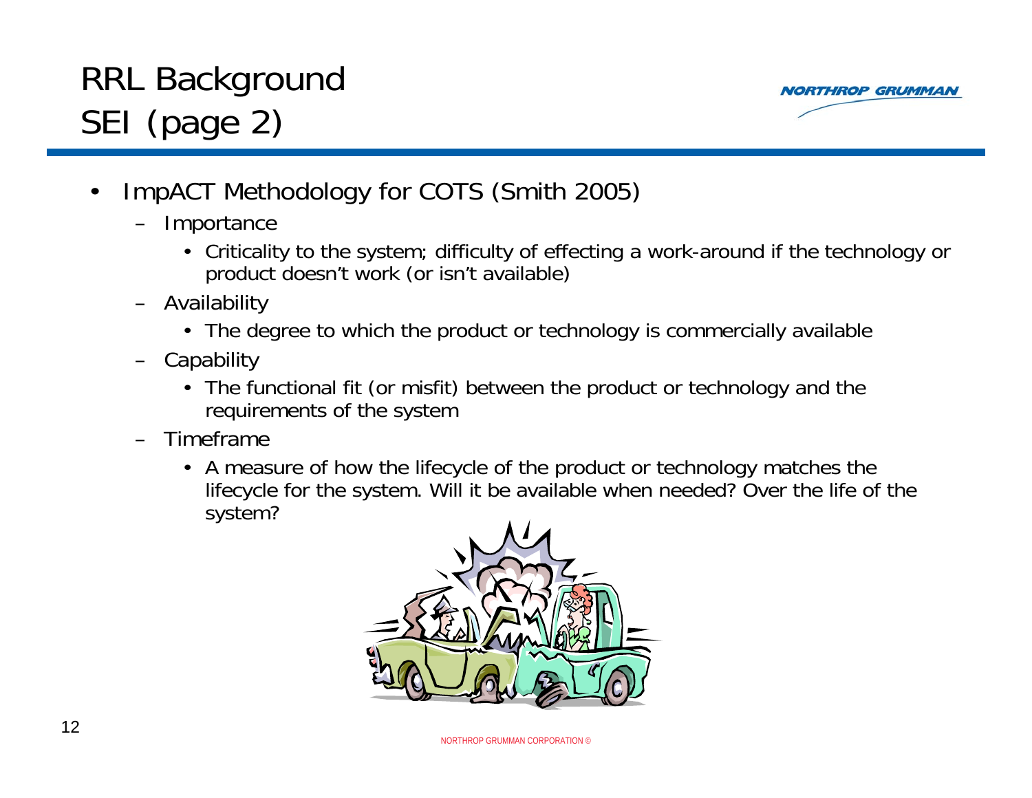# RRL Background
## SEI (page 2)

- ImpACT Methodology for COTS (Smith 2005)
  - Importance
    - Criticality to the system; difficulty of effecting a work-around if the technology or product doesn't work (or isn't available)
  - Availability
    - The degree to which the product or technology is commercially available
  - Capability
    - The functional fit (or misfit) between the product or technology and the requirements of the system
  - Timeframe
    - A measure of how the lifecycle of the product or technology matches the lifecycle for the system. Will it be available when needed? Over the life of the system?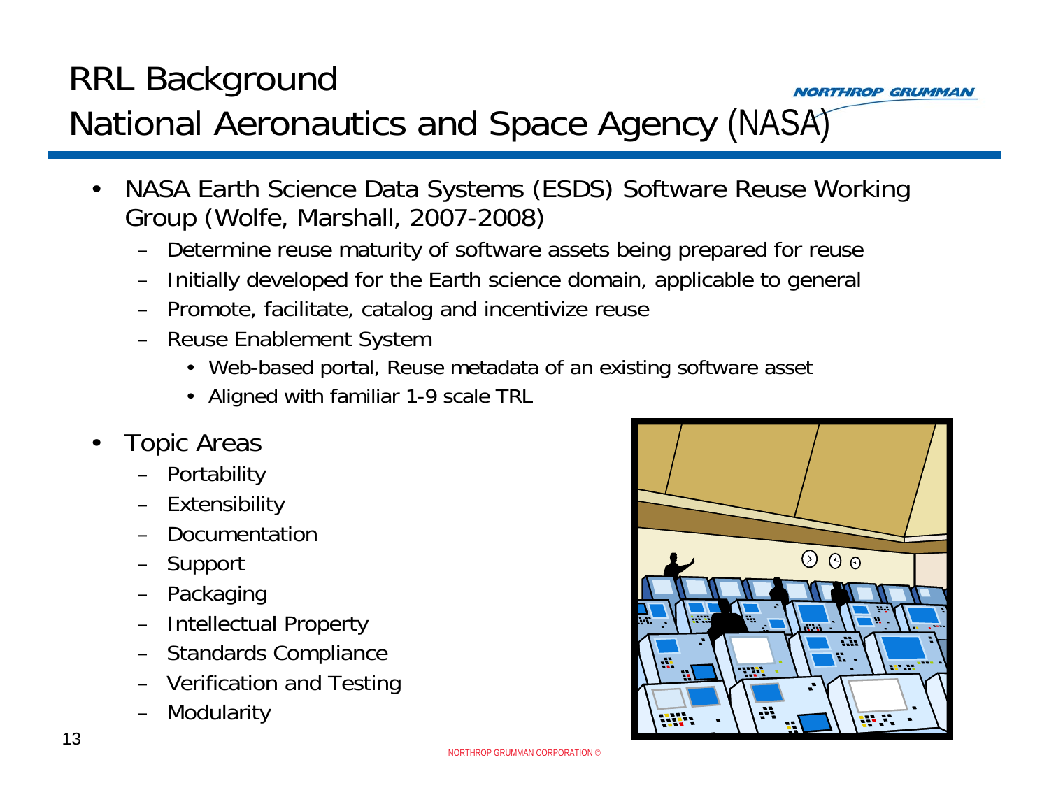# RRL Background
## National Aeronautics and Space Agency (NASA)

- NASA Earth Science Data Systems (ESDS) Software Reuse Working Group (Wolfe, Marshall, 2007-2008)
  - Determine reuse maturity of software assets being prepared for reuse
  - Initially developed for the Earth science domain, applicable to general
  - Promote, facilitate, catalog and incentivize reuse
  - Reuse Enablement System
    - Web-based portal, Reuse metadata of an existing software asset
    - Aligned with familiar 1-9 scale TRL
- Topic Areas
  - Portability
  - Extensibility
  - Documentation
  - Support
  - Packaging
  - Intellectual Property
  - Standards Compliance
  - Verification and Testing
  - Modularity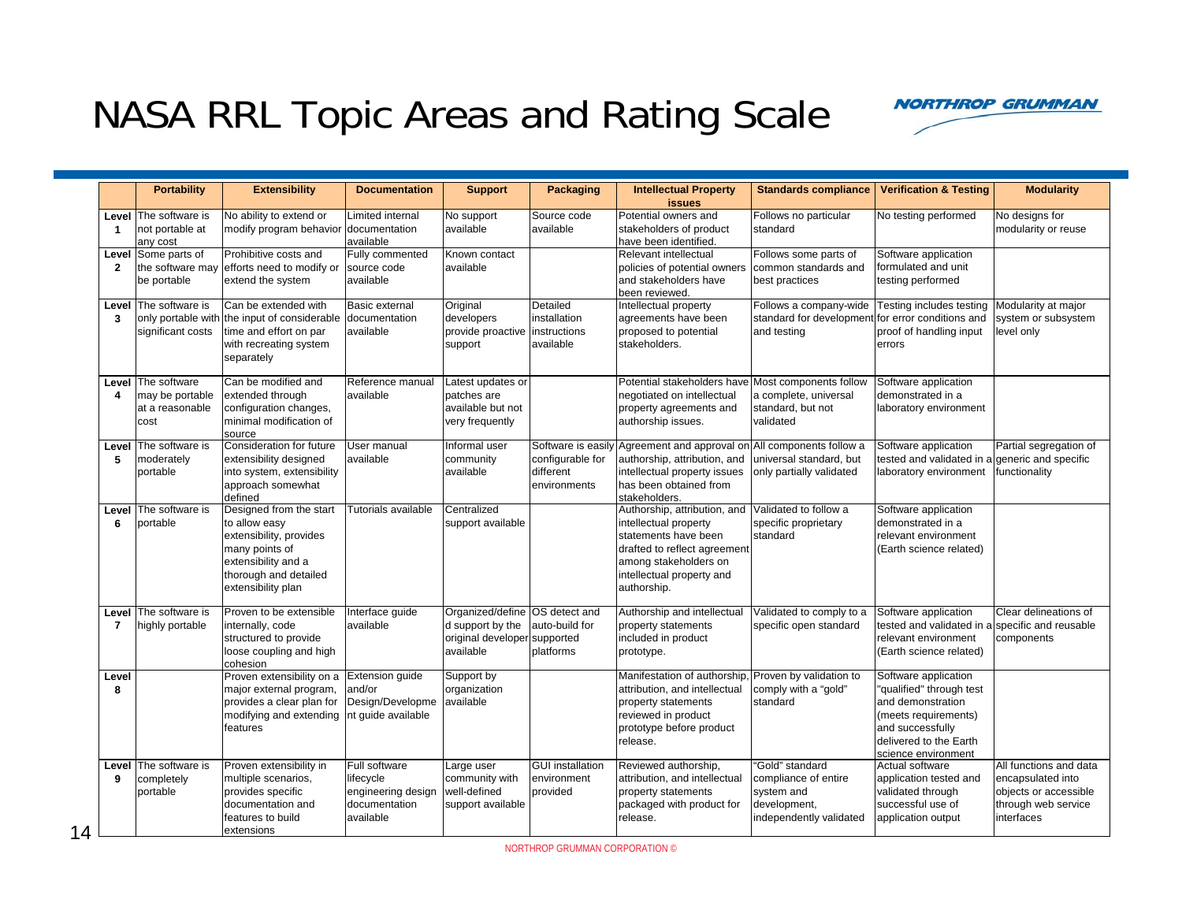# NASA RRL Topic Areas and Rating Scale

| | Portability | Extensibility | Documentation | Support | Packaging | Intellectual Property issues | Standards compliance | Verification & Testing | Modularity |
|---|---|---|---|---|---|---|---|---|---|
| **Level 1** | The software is not portable at any cost | No ability to extend or modify program behavior | Limited internal documentation available | No support available | Source code available | Potential owners and stakeholders of product have been identified. | Follows no particular standard | No testing performed | No designs for modularity or reuse |
| **Level 2** | Some parts of the software may be portable | Prohibitive costs and efforts need to modify or extend the system | Fully commented source code available | Known contact available | | Relevant intellectual policies of potential owners and stakeholders have been reviewed. | Follows some parts of common standards and best practices | Software application formulated and unit testing performed | |
| **Level 3** | The software is only portable with significant costs | Can be extended with the input of considerable time and effort on par with recreating system separately | Basic external documentation available | Original developers provide proactive support | Detailed installation instructions available | Intellectual property agreements have been proposed to potential stakeholders. | Follows a company-wide standard for development and testing | Testing includes testing for error conditions and proof of handling input errors | Modularity at major system or subsystem level only |
| **Level 4** | The software may be portable at a reasonable cost | Can be modified and extended through configuration changes, minimal modification of source | Reference manual available | Latest updates or patches are available but not very frequently | | Potential stakeholders have negotiated on intellectual property agreements and authorship issues. | Most components follow a complete, universal standard, but not validated | Software application demonstrated in a laboratory environment | |
| **Level 5** | The software is moderately portable | Consideration for future extensibility designed into system, extensibility approach somewhat defined | User manual available | Informal user community available | Software is easily configurable for different environments | Agreement and approval on authorship, attribution, and intellectual property issues has been obtained from stakeholders. | All components follow a universal standard, but only partially validated | Software application tested and validated in a laboratory environment | Partial segregation of generic and specific functionality |
| **Level 6** | The software is portable | Designed from the start to allow easy extensibility, provides many points of extensibility and a thorough and detailed extensibility plan | Tutorials available | Centralized support available | | Authorship, attribution, and intellectual property statements have been drafted to reflect agreement among stakeholders on intellectual property and authorship. | Validated to follow a specific proprietary standard | Software application demonstrated in a relevant environment (Earth science related) | |
| **Level 7** | The software is highly portable | Proven to be extensible internally, code structured to provide loose coupling and high cohesion | Interface guide available | Organized/defined support by the original developer available | OS detect and auto-build for supported platforms | Authorship and intellectual property statements included in product prototype. | Validated to comply to a specific open standard | Software application tested and validated in a relevant environment (Earth science related) | Clear delineations of specific and reusable components |
| **Level 8** | | Proven extensibility on a major external program, provides a clear plan for modifying and extending features | Extension guide and/or Design/Development guide available | Support by organization available | | Manifestation of authorship, attribution, and intellectual property statements reviewed in product prototype before product release. | Proven by validation to comply with a "gold" standard | Software application "qualified" through test and demonstration (meets requirements) and successfully delivered to the Earth science environment | |
| **Level 9** | The software is completely portable | Proven extensibility in multiple scenarios, provides specific documentation and features to build extensions | Full software lifecycle engineering design documentation available | Large user community with well-defined support available | GUI installation environment provided | Reviewed authorship, attribution, and intellectual property statements packaged with product for release. | "Gold" standard compliance of entire system and development, independently validated | Actual software application tested and validated through successful use of application output | All functions and data encapsulated into objects or accessible through web service interfaces |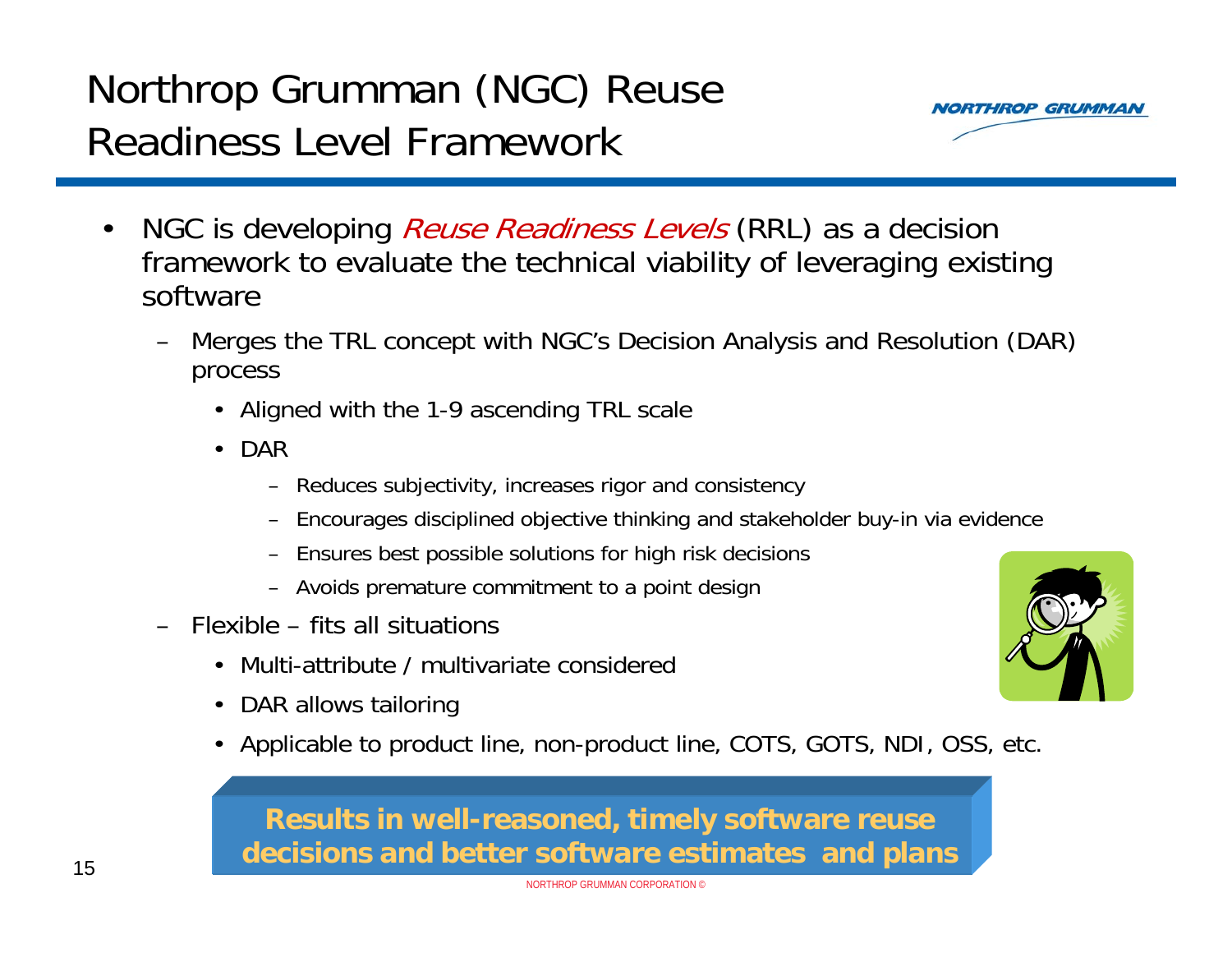# Northrop Grumman (NGC) Reuse Readiness Level Framework

- NGC is developing *Reuse Readiness Levels* (RRL) as a decision framework to evaluate the technical viability of leveraging existing software
  - Merges the TRL concept with NGC's Decision Analysis and Resolution (DAR) process
    - Aligned with the 1-9 ascending TRL scale
    - DAR
      - Reduces subjectivity, increases rigor and consistency
      - Encourages disciplined objective thinking and stakeholder buy-in via evidence
      - Ensures best possible solutions for high risk decisions
      - Avoids premature commitment to a point design
  - Flexible – fits all situations
    - Multi-attribute / multivariate considered
    - DAR allows tailoring
    - Applicable to product line, non-product line, COTS, GOTS, NDI, OSS, etc.

**Results in well-reasoned, timely software reuse decisions and better software estimates and plans**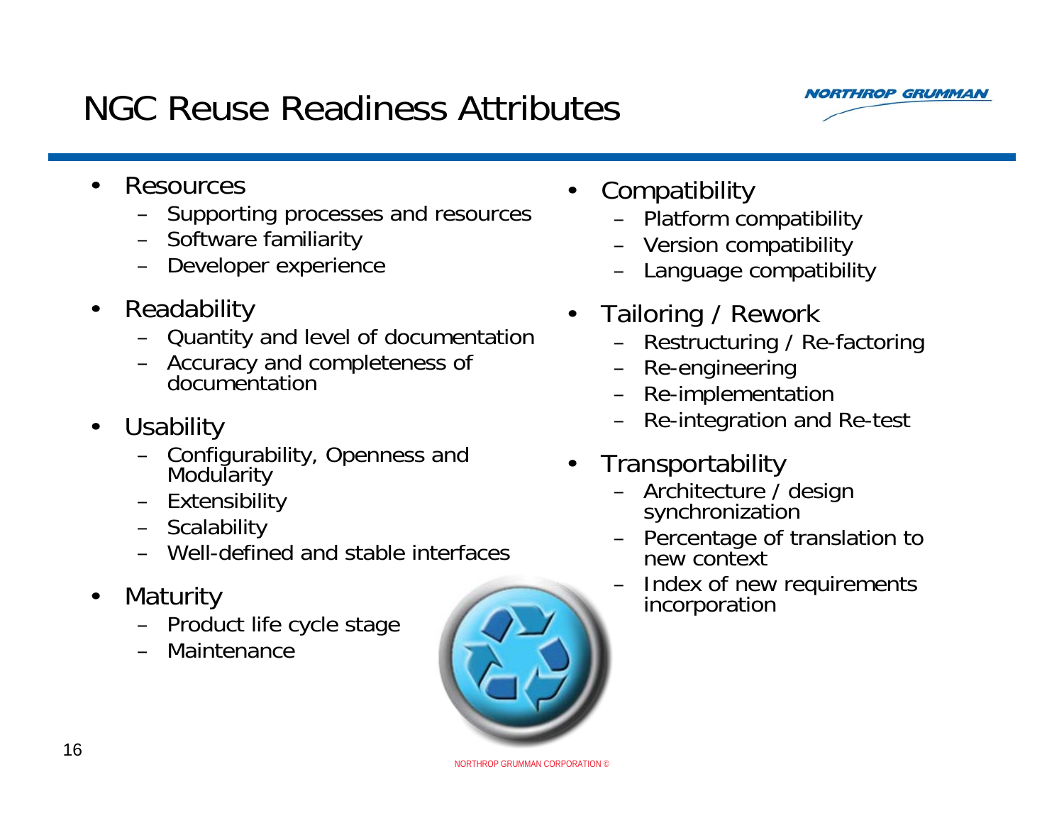# NGC Reuse Readiness Attributes

- Resources
  - Supporting processes and resources
  - Software familiarity
  - Developer experience
- Readability
  - Quantity and level of documentation
  - Accuracy and completeness of documentation
- Usability
  - Configurability, Openness and Modularity
  - Extensibility
  - Scalability
  - Well-defined and stable interfaces
- Maturity
  - Product life cycle stage
  - Maintenance
- Compatibility
  - Platform compatibility
  - Version compatibility
  - Language compatibility
- Tailoring / Rework
  - Restructuring / Re-factoring
  - Re-engineering
  - Re-implementation
  - Re-integration and Re-test
- Transportability
  - Architecture / design synchronization
  - Percentage of translation to new context
  - Index of new requirements incorporation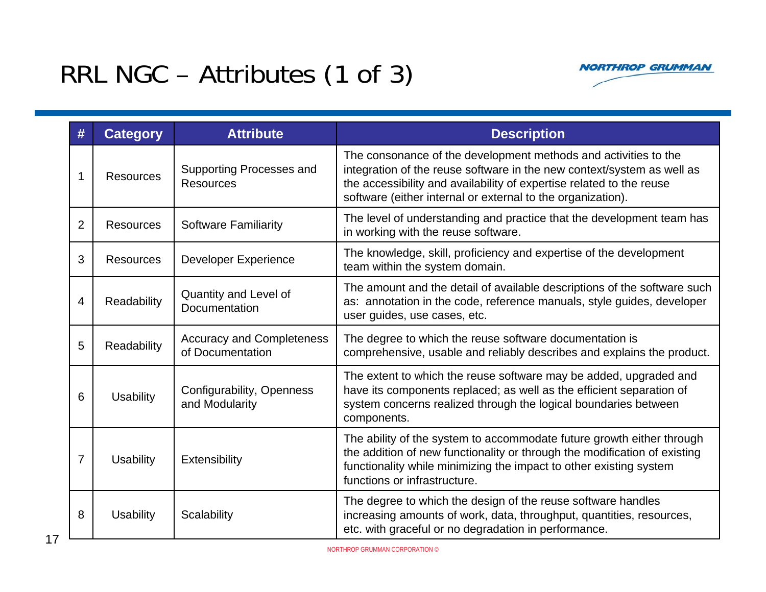# RRL NGC – Attributes (1 of 3)

| # | Category | Attribute | Description |
|---|---|---|---|
| 1 | Resources | Supporting Processes and Resources | The consonance of the development methods and activities to the integration of the reuse software in the new context/system as well as the accessibility and availability of expertise related to the reuse software (either internal or external to the organization). |
| 2 | Resources | Software Familiarity | The level of understanding and practice that the development team has in working with the reuse software. |
| 3 | Resources | Developer Experience | The knowledge, skill, proficiency and expertise of the development team within the system domain. |
| 4 | Readability | Quantity and Level of Documentation | The amount and the detail of available descriptions of the software such as: annotation in the code, reference manuals, style guides, developer user guides, use cases, etc. |
| 5 | Readability | Accuracy and Completeness of Documentation | The degree to which the reuse software documentation is comprehensive, usable and reliably describes and explains the product. |
| 6 | Usability | Configurability, Openness and Modularity | The extent to which the reuse software may be added, upgraded and have its components replaced; as well as the efficient separation of system concerns realized through the logical boundaries between components. |
| 7 | Usability | Extensibility | The ability of the system to accommodate future growth either through the addition of new functionality or through the modification of existing functionality while minimizing the impact to other existing system functions or infrastructure. |
| 8 | Usability | Scalability | The degree to which the design of the reuse software handles increasing amounts of work, data, throughput, quantities, resources, etc. with graceful or no degradation in performance. |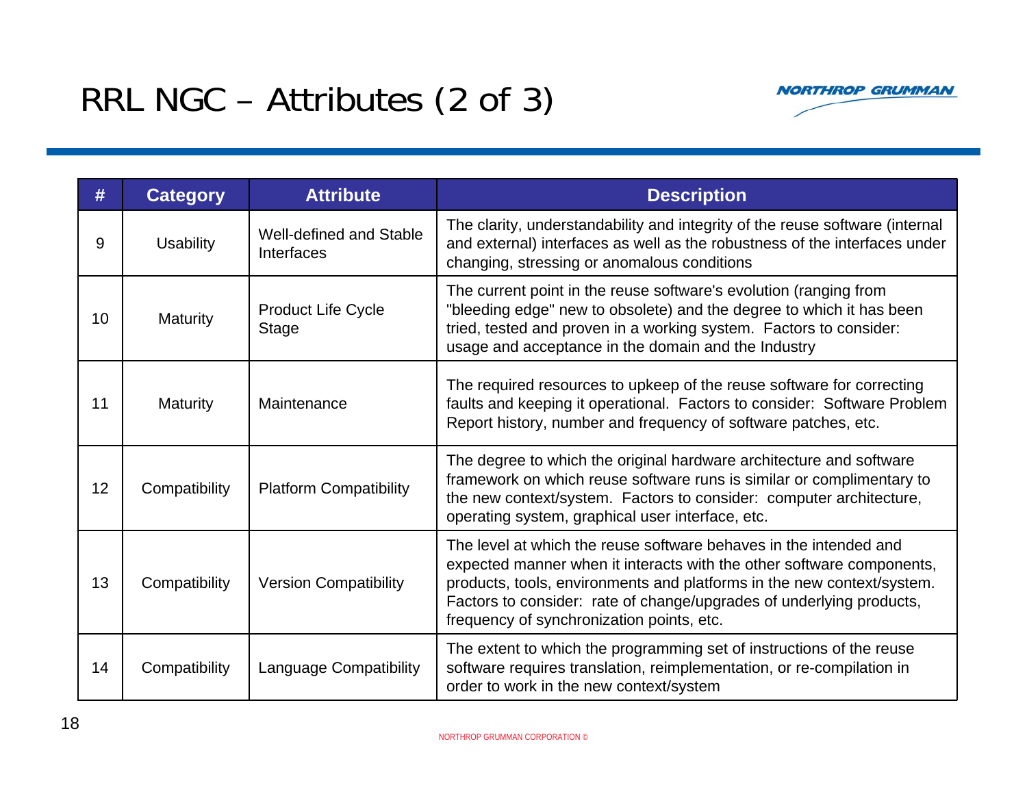# RRL NGC – Attributes (2 of 3)

| # | Category | Attribute | Description |
|---|---|---|---|
| 9 | Usability | Well-defined and Stable Interfaces | The clarity, understandability and integrity of the reuse software (internal and external) interfaces as well as the robustness of the interfaces under changing, stressing or anomalous conditions |
| 10 | Maturity | Product Life Cycle Stage | The current point in the reuse software's evolution (ranging from "bleeding edge" new to obsolete) and the degree to which it has been tried, tested and proven in a working system. Factors to consider: usage and acceptance in the domain and the Industry |
| 11 | Maturity | Maintenance | The required resources to upkeep of the reuse software for correcting faults and keeping it operational. Factors to consider: Software Problem Report history, number and frequency of software patches, etc. |
| 12 | Compatibility | Platform Compatibility | The degree to which the original hardware architecture and software framework on which reuse software runs is similar or complimentary to the new context/system. Factors to consider: computer architecture, operating system, graphical user interface, etc. |
| 13 | Compatibility | Version Compatibility | The level at which the reuse software behaves in the intended and expected manner when it interacts with the other software components, products, tools, environments and platforms in the new context/system. Factors to consider: rate of change/upgrades of underlying products, frequency of synchronization points, etc. |
| 14 | Compatibility | Language Compatibility | The extent to which the programming set of instructions of the reuse software requires translation, reimplementation, or re-compilation in order to work in the new context/system |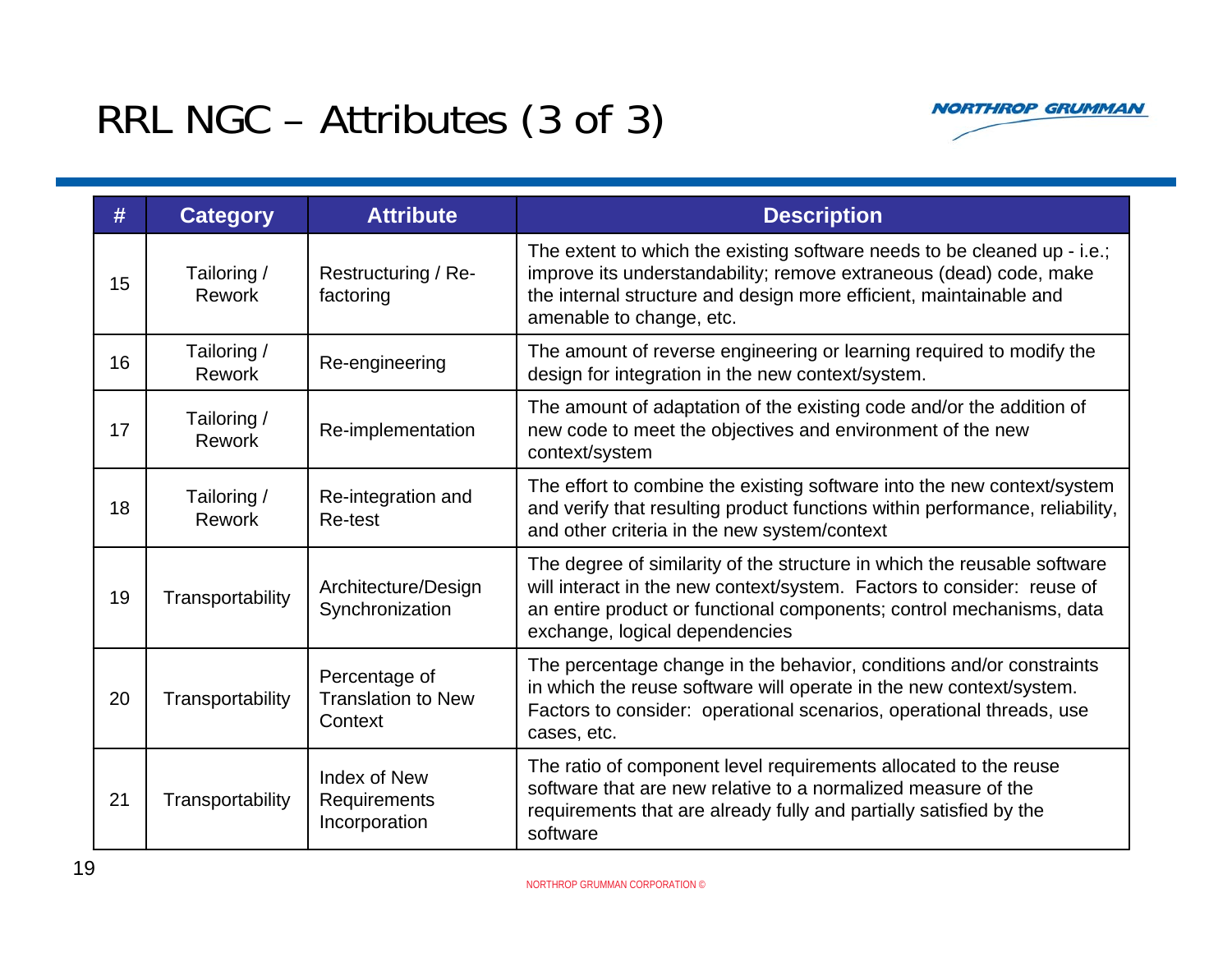# RRL NGC – Attributes (3 of 3)

| # | Category | Attribute | Description |
|---|---|---|---|
| 15 | Tailoring / Rework | Restructuring / Re-factoring | The extent to which the existing software needs to be cleaned up - i.e.; improve its understandability; remove extraneous (dead) code, make the internal structure and design more efficient, maintainable and amenable to change, etc. |
| 16 | Tailoring / Rework | Re-engineering | The amount of reverse engineering or learning required to modify the design for integration in the new context/system. |
| 17 | Tailoring / Rework | Re-implementation | The amount of adaptation of the existing code and/or the addition of new code to meet the objectives and environment of the new context/system |
| 18 | Tailoring / Rework | Re-integration and Re-test | The effort to combine the existing software into the new context/system and verify that resulting product functions within performance, reliability, and other criteria in the new system/context |
| 19 | Transportability | Architecture/Design Synchronization | The degree of similarity of the structure in which the reusable software will interact in the new context/system. Factors to consider: reuse of an entire product or functional components; control mechanisms, data exchange, logical dependencies |
| 20 | Transportability | Percentage of Translation to New Context | The percentage change in the behavior, conditions and/or constraints in which the reuse software will operate in the new context/system. Factors to consider: operational scenarios, operational threads, use cases, etc. |
| 21 | Transportability | Index of New Requirements Incorporation | The ratio of component level requirements allocated to the reuse software that are new relative to a normalized measure of the requirements that are already fully and partially satisfied by the software |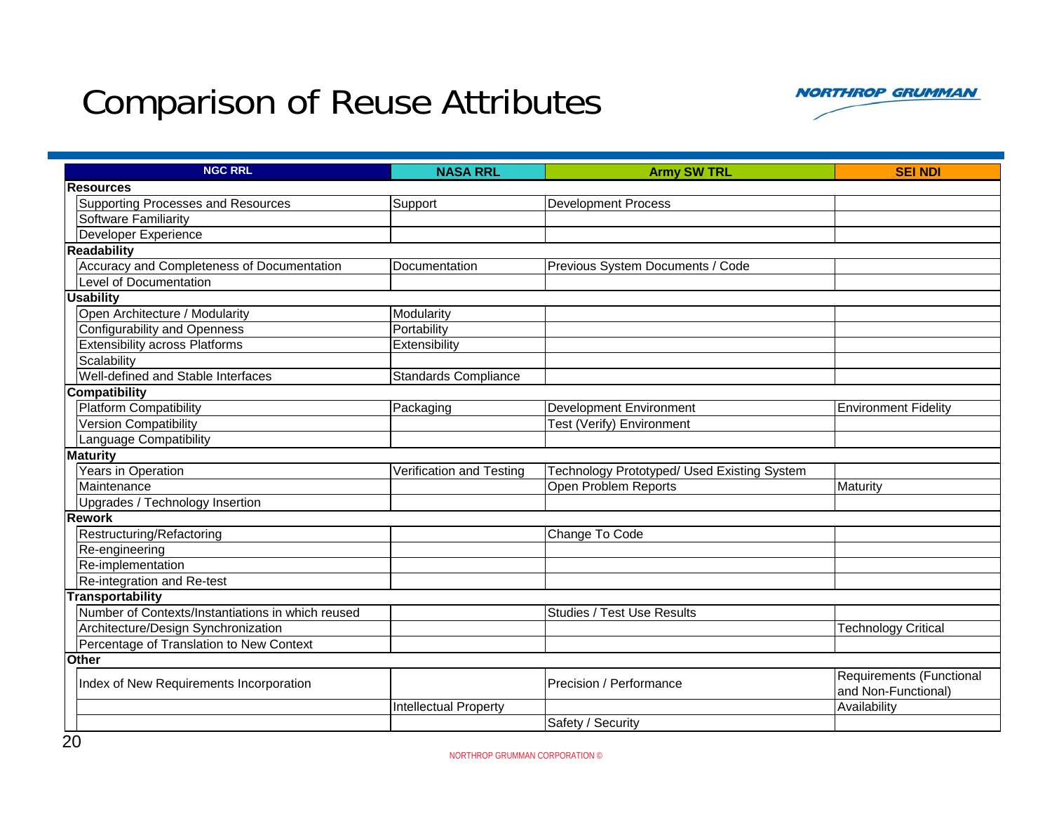# Comparison of Reuse Attributes

| NGC RRL | NASA RRL | Army SW TRL | SEI NDI |
|---|---|---|---|
| **Resources** | | | |
| Supporting Processes and Resources | Support | Development Process | |
| Software Familiarity | | | |
| Developer Experience | | | |
| **Readability** | | | |
| Accuracy and Completeness of Documentation | Documentation | Previous System Documents / Code | |
| Level of Documentation | | | |
| **Usability** | | | |
| Open Architecture / Modularity | Modularity | | |
| Configurability and Openness | Portability | | |
| Extensibility across Platforms | Extensibility | | |
| Scalability | | | |
| Well-defined and Stable Interfaces | Standards Compliance | | |
| **Compatibility** | | | |
| Platform Compatibility | Packaging | Development Environment | Environment Fidelity |
| Version Compatibility | | Test (Verify) Environment | |
| Language Compatibility | | | |
| **Maturity** | | | |
| Years in Operation | Verification and Testing | Technology Prototyped/ Used Existing System | |
| Maintenance | | Open Problem Reports | Maturity |
| Upgrades / Technology Insertion | | | |
| **Rework** | | | |
| Restructuring/Refactoring | | Change To Code | |
| Re-engineering | | | |
| Re-implementation | | | |
| Re-integration and Re-test | | | |
| **Transportability** | | | |
| Number of Contexts/Instantiations in which reused | | Studies / Test Use Results | |
| Architecture/Design Synchronization | | | Technology Critical |
| Percentage of Translation to New Context | | | |
| **Other** | | | |
| Index of New Requirements Incorporation | | Precision / Performance | Requirements (Functional and Non-Functional) |
| | Intellectual Property | | Availability |
| | | Safety / Security | |

NORTHROP GRUMMAN CORPORATION ©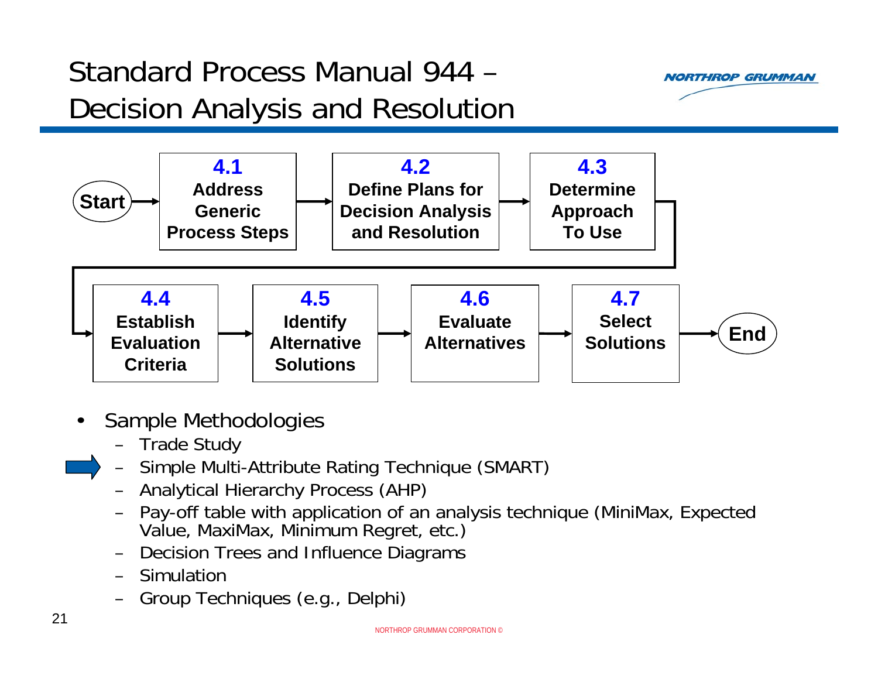# Standard Process Manual 944 – Decision Analysis and Resolution

Start → **4.1** Address Generic Process Steps → **4.2** Define Plans for Decision Analysis and Resolution → **4.3** Determine Approach To Use → **4.4** Establish Evaluation Criteria → **4.5** Identify Alternative Solutions → **4.6** Evaluate Alternatives → **4.7** Select Solutions → End

- Sample Methodologies
  - Trade Study
  - Simple Multi-Attribute Rating Technique (SMART)
  - Analytical Hierarchy Process (AHP)
  - Pay-off table with application of an analysis technique (MiniMax, Expected Value, MaxiMax, Minimum Regret, etc.)
  - Decision Trees and Influence Diagrams
  - Simulation
  - Group Techniques (e.g., Delphi)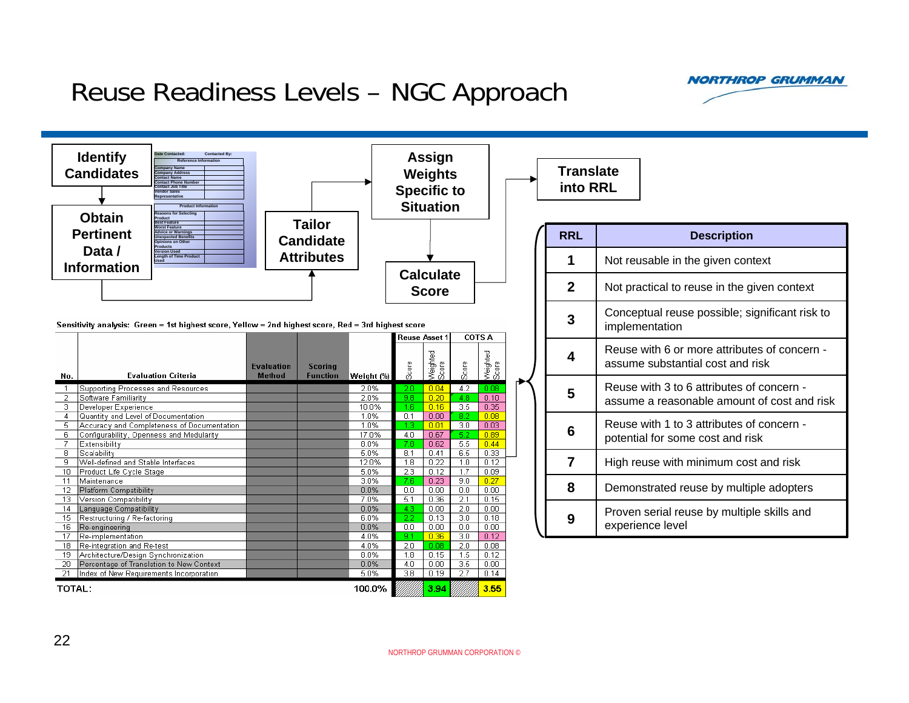# Reuse Readiness Levels – NGC Approach

Identify Candidates → Obtain Pertinent Data / Information → Tailor Candidate Attributes → Assign Weights Specific to Situation → Calculate Score → Translate into RRL

| Date Contacted: | Contacted By: |
|---|---|
| **Reference Information** | |
| Company Name | |
| Company Address | |
| Contact Name | |
| Contact Phone Number | |
| Contact Job Title | |
| Vendor Sales Representative | |
| **Product Information** | |
| Reasons for Selecting Product | |
| Best Feature | |
| Worst Feature | |
| Advice or Warnings | |
| Unexpected Benefits | |
| Opinions on Other Products | |
| Version Used | |
| Length of Time Product Used | |

Sensitivity analysis: Green = 1st highest score, Yellow = 2nd highest score, Red = 3rd highest score

| No. | Evaluation Criteria | Evaluation Method | Scoring Function | Weight (%) | Reuse Asset 1 Score | Reuse Asset 1 Weighted Score | COTS A Score | COTS A Weighted Score |
|---|---|---|---|---|---|---|---|---|
| 1 | Supporting Processes and Resources | | | 2.0% | 2.0 | 0.04 | 4.2 | 0.08 |
| 2 | Software Familiarity | | | 2.0% | 9.8 | 0.20 | 4.8 | 0.10 |
| 3 | Developer Experience | | | 10.0% | 1.6 | 0.16 | 3.5 | 0.35 |
| 4 | Quantity and Level of Documentation | | | 1.0% | 0.1 | 0.00 | 8.2 | 0.08 |
| 5 | Accuracy and Completeness of Documentation | | | 1.0% | 1.3 | 0.01 | 3.0 | 0.03 |
| 6 | Configurability, Openness and Modularity | | | 17.0% | 4.0 | 0.67 | 5.2 | 0.89 |
| 7 | Extensibility | | | 8.0% | 7.8 | 0.62 | 5.5 | 0.44 |
| 8 | Scalability | | | 5.0% | 8.1 | 0.41 | 6.5 | 0.33 |
| 9 | Well-defined and Stable Interfaces | | | 12.0% | 1.8 | 0.22 | 1.0 | 0.12 |
| 10 | Product Life Cycle Stage | | | 5.0% | 2.3 | 0.12 | 1.7 | 0.09 |
| 11 | Maintenance | | | 3.0% | 7.6 | 0.23 | 9.0 | 0.27 |
| 12 | Platform Compatibility | | | 0.0% | 0.0 | 0.00 | 0.0 | 0.00 |
| 13 | Version Compatibility | | | 7.0% | 5.1 | 0.36 | 2.1 | 0.15 |
| 14 | Language Compatibility | | | 0.0% | 4.3 | 0.00 | 2.0 | 0.00 |
| 15 | Restructuring / Re-factoring | | | 6.0% | 2.2 | 0.13 | 3.0 | 0.18 |
| 16 | Re-engineering | | | 0.0% | 0.0 | 0.00 | 0.0 | 0.00 |
| 17 | Re-implementation | | | 4.0% | 9.1 | 0.36 | 3.0 | 0.12 |
| 18 | Re-integration and Re-test | | | 4.0% | 2.0 | 0.08 | 2.0 | 0.08 |
| 19 | Architecture/Design Synchronization | | | 8.0% | 1.8 | 0.15 | 1.5 | 0.12 |
| 20 | Percentage of Translation to New Context | | | 0.0% | 4.0 | 0.00 | 3.5 | 0.00 |
| 21 | Index of New Requirements Incorporation | | | 5.0% | 3.8 | 0.19 | 2.7 | 0.14 |
| | TOTAL: | | | 100.0% | | 3.94 | | 3.55 |

| RRL | Description |
|---|---|
| 1 | Not reusable in the given context |
| 2 | Not practical to reuse in the given context |
| 3 | Conceptual reuse possible; significant risk to implementation |
| 4 | Reuse with 6 or more attributes of concern - assume substantial cost and risk |
| 5 | Reuse with 3 to 6 attributes of concern - assume a reasonable amount of cost and risk |
| 6 | Reuse with 1 to 3 attributes of concern - potential for some cost and risk |
| 7 | High reuse with minimum cost and risk |
| 8 | Demonstrated reuse by multiple adopters |
| 9 | Proven serial reuse by multiple skills and experience level |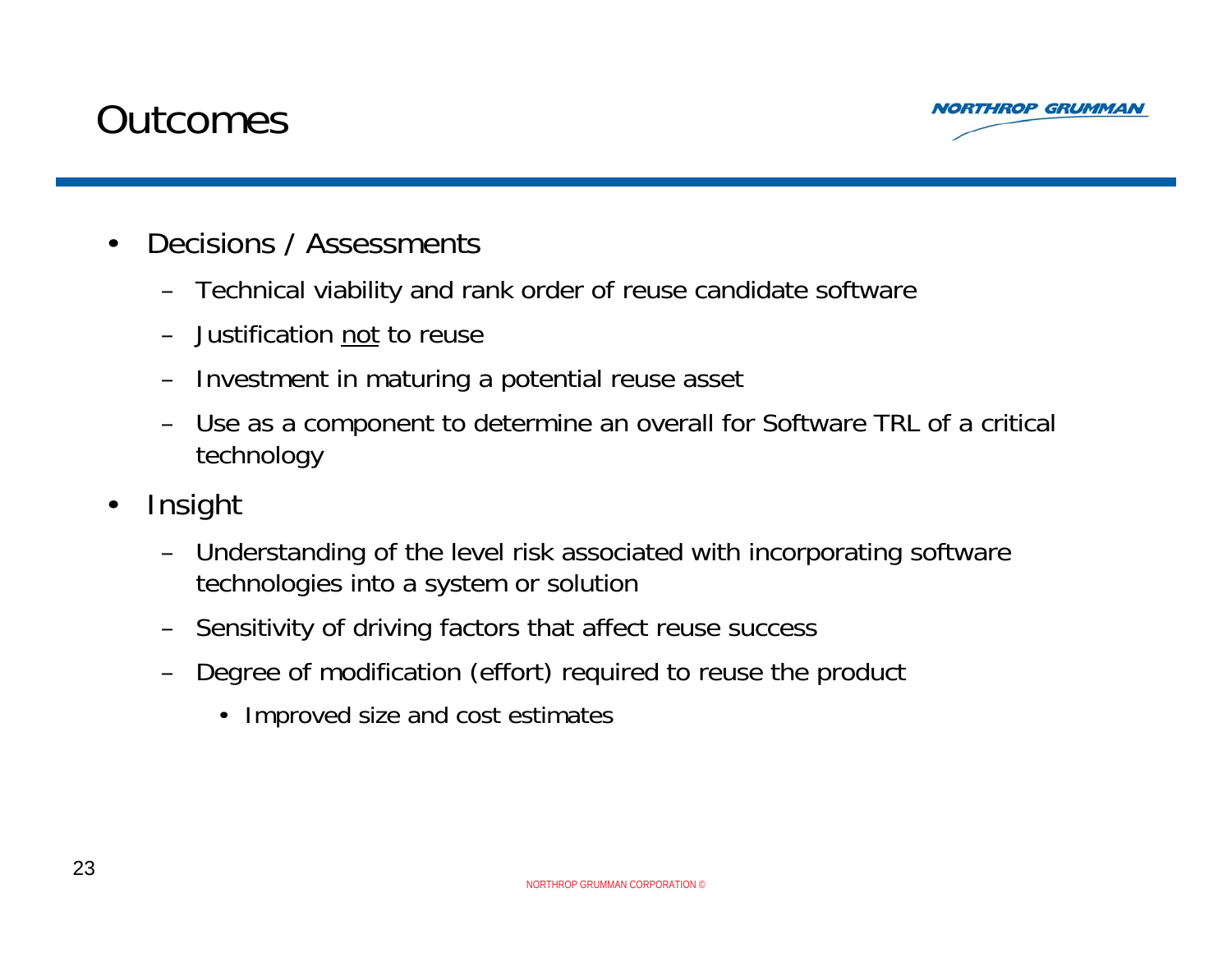# Outcomes

- Decisions / Assessments
  - Technical viability and rank order of reuse candidate software
  - Justification <u>not</u> to reuse
  - Investment in maturing a potential reuse asset
  - Use as a component to determine an overall for Software TRL of a critical technology
- Insight
  - Understanding of the level risk associated with incorporating software technologies into a system or solution
  - Sensitivity of driving factors that affect reuse success
  - Degree of modification (effort) required to reuse the product
    - Improved size and cost estimates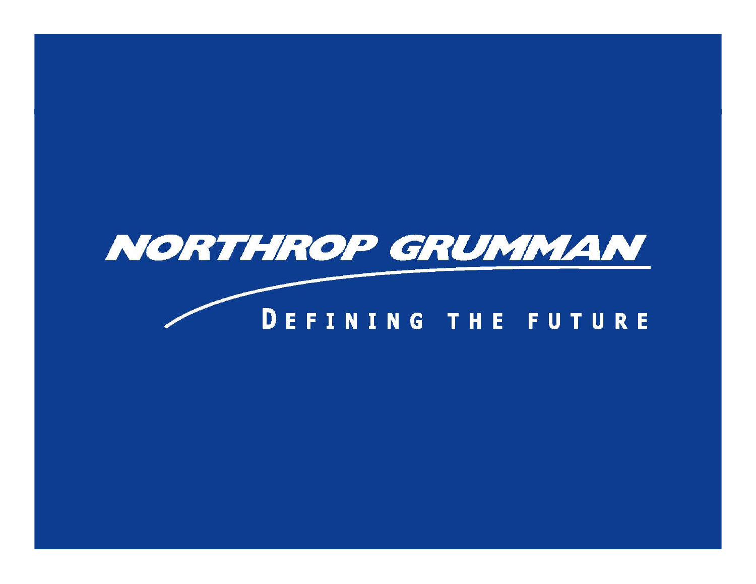NORTHROP GRUMMAN

DEFINING THE FUTURE